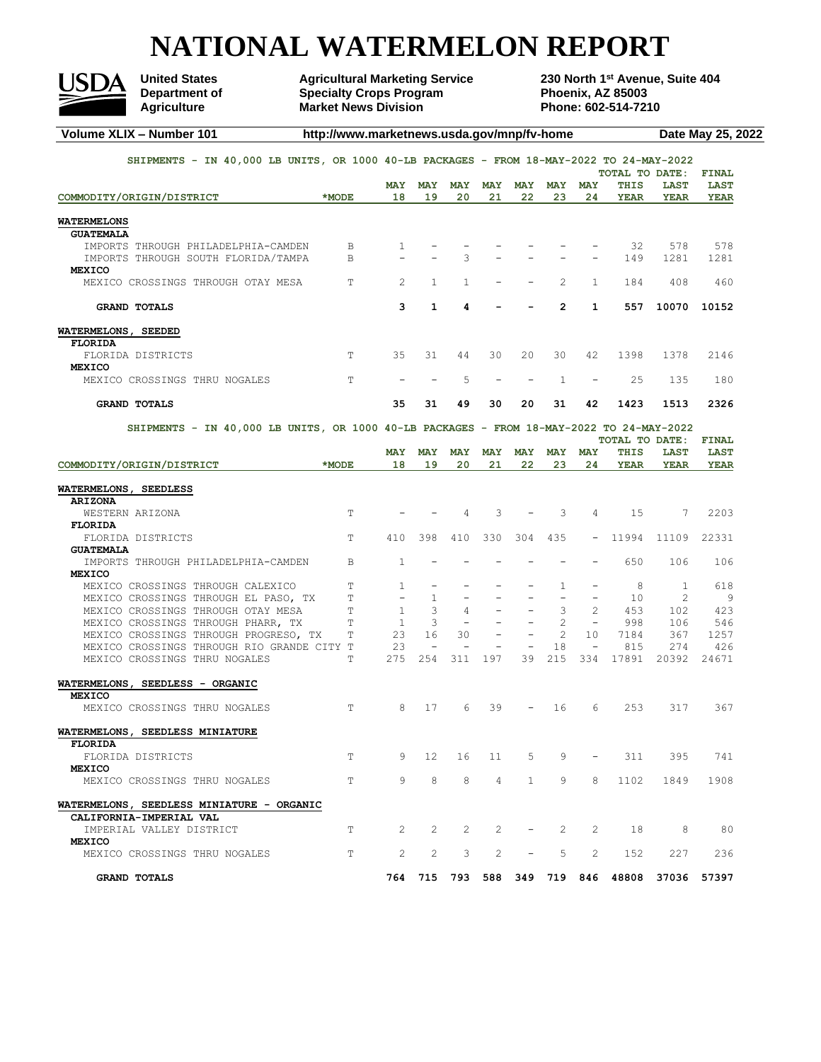# NATIONAL WATERMELON REPORT

**United States Department of Agriculture** | **Agricultural Marketing Service, Specialty Crops Program, Market News Division** | **230 North 1st Avenue, Suite 404, Phoenix, AZ 85003, Phone: 602-514-7210**

**Volume XLIX – Number 101** | **http://www.marketnews.usda.gov/mnp/fv-home** | **Date May 25, 2022**

SHIPMENTS - IN 40,000 LB UNITS, OR 1000 40-LB PACKAGES - FROM 18-MAY-2022 TO 24-MAY-2022

| COMMODITY/ORIGIN/DISTRICT | *MODE | MAY 18 | MAY 19 | MAY 20 | MAY 21 | MAY 22 | MAY 23 | MAY 24 | TOTAL TO DATE: THIS YEAR | TOTAL TO DATE: LAST YEAR | FINAL LAST YEAR |
|---|---|---|---|---|---|---|---|---|---|---|---|
| **WATERMELONS** | | | | | | | | | | | |
| **GUATEMALA** | | | | | | | | | | | |
| IMPORTS THROUGH PHILADELPHIA-CAMDEN | B | 1 | - | - | - | - | - | - | 32 | 578 | 578 |
| IMPORTS THROUGH SOUTH FLORIDA/TAMPA | B | - | - | 3 | - | - | - | - | 149 | 1281 | 1281 |
| **MEXICO** | | | | | | | | | | | |
| MEXICO CROSSINGS THROUGH OTAY MESA | T | 2 | 1 | 1 | - | - | 2 | 1 | 184 | 408 | 460 |
| **GRAND TOTALS** | | **3** | **1** | **4** | **-** | **-** | **2** | **1** | **557** | **10070** | **10152** |
| **WATERMELONS, SEEDED** | | | | | | | | | | | |
| **FLORIDA** | | | | | | | | | | | |
| FLORIDA DISTRICTS | T | 35 | 31 | 44 | 30 | 20 | 30 | 42 | 1398 | 1378 | 2146 |
| **MEXICO** | | | | | | | | | | | |
| MEXICO CROSSINGS THRU NOGALES | T | - | - | 5 | - | - | 1 | - | 25 | 135 | 180 |
| **GRAND TOTALS** | | **35** | **31** | **49** | **30** | **20** | **31** | **42** | **1423** | **1513** | **2326** |

SHIPMENTS - IN 40,000 LB UNITS, OR 1000 40-LB PACKAGES - FROM 18-MAY-2022 TO 24-MAY-2022

| COMMODITY/ORIGIN/DISTRICT | *MODE | MAY 18 | MAY 19 | MAY 20 | MAY 21 | MAY 22 | MAY 23 | MAY 24 | TOTAL TO DATE: THIS YEAR | TOTAL TO DATE: LAST YEAR | FINAL LAST YEAR |
|---|---|---|---|---|---|---|---|---|---|---|---|
| **WATERMELONS, SEEDLESS** | | | | | | | | | | | |
| **ARIZONA** | | | | | | | | | | | |
| WESTERN ARIZONA | T | - | - | 4 | 3 | - | 3 | 4 | 15 | 7 | 2203 |
| **FLORIDA** | | | | | | | | | | | |
| FLORIDA DISTRICTS | T | 410 | 398 | 410 | 330 | 304 | 435 | - | 11994 | 11109 | 22331 |
| **GUATEMALA** | | | | | | | | | | | |
| IMPORTS THROUGH PHILADELPHIA-CAMDEN | B | 1 | - | - | - | - | - | - | 650 | 106 | 106 |
| **MEXICO** | | | | | | | | | | | |
| MEXICO CROSSINGS THROUGH CALEXICO | T | 1 | - | - | - | - | 1 | - | 8 | 1 | 618 |
| MEXICO CROSSINGS THROUGH EL PASO, TX | T | - | 1 | - | - | - | - | - | 10 | 2 | 9 |
| MEXICO CROSSINGS THROUGH OTAY MESA | T | 1 | 3 | 4 | - | - | 3 | 2 | 453 | 102 | 423 |
| MEXICO CROSSINGS THROUGH PHARR, TX | T | 1 | 3 | - | - | - | 2 | - | 998 | 106 | 546 |
| MEXICO CROSSINGS THROUGH PROGRESO, TX | T | 23 | 16 | 30 | - | - | 2 | 10 | 7184 | 367 | 1257 |
| MEXICO CROSSINGS THROUGH RIO GRANDE CITY | T | 23 | - | - | - | - | 18 | - | 815 | 274 | 426 |
| MEXICO CROSSINGS THRU NOGALES | T | 275 | 254 | 311 | 197 | 39 | 215 | 334 | 17891 | 20392 | 24671 |
| **WATERMELONS, SEEDLESS - ORGANIC** | | | | | | | | | | | |
| **MEXICO** | | | | | | | | | | | |
| MEXICO CROSSINGS THRU NOGALES | T | 8 | 17 | 6 | 39 | - | 16 | 6 | 253 | 317 | 367 |
| **WATERMELONS, SEEDLESS MINIATURE** | | | | | | | | | | | |
| **FLORIDA** | | | | | | | | | | | |
| FLORIDA DISTRICTS | T | 9 | 12 | 16 | 11 | 5 | 9 | - | 311 | 395 | 741 |
| **MEXICO** | | | | | | | | | | | |
| MEXICO CROSSINGS THRU NOGALES | T | 9 | 8 | 8 | 4 | 1 | 9 | 8 | 1102 | 1849 | 1908 |
| **WATERMELONS, SEEDLESS MINIATURE - ORGANIC** | | | | | | | | | | | |
| **CALIFORNIA-IMPERIAL VAL** | | | | | | | | | | | |
| IMPERIAL VALLEY DISTRICT | T | 2 | 2 | 2 | 2 | - | 2 | 2 | 18 | 8 | 80 |
| **MEXICO** | | | | | | | | | | | |
| MEXICO CROSSINGS THRU NOGALES | T | 2 | 2 | 3 | 2 | - | 5 | 2 | 152 | 227 | 236 |
| **GRAND TOTALS** | | **764** | **715** | **793** | **588** | **349** | **719** | **846** | **48808** | **37036** | **57397** |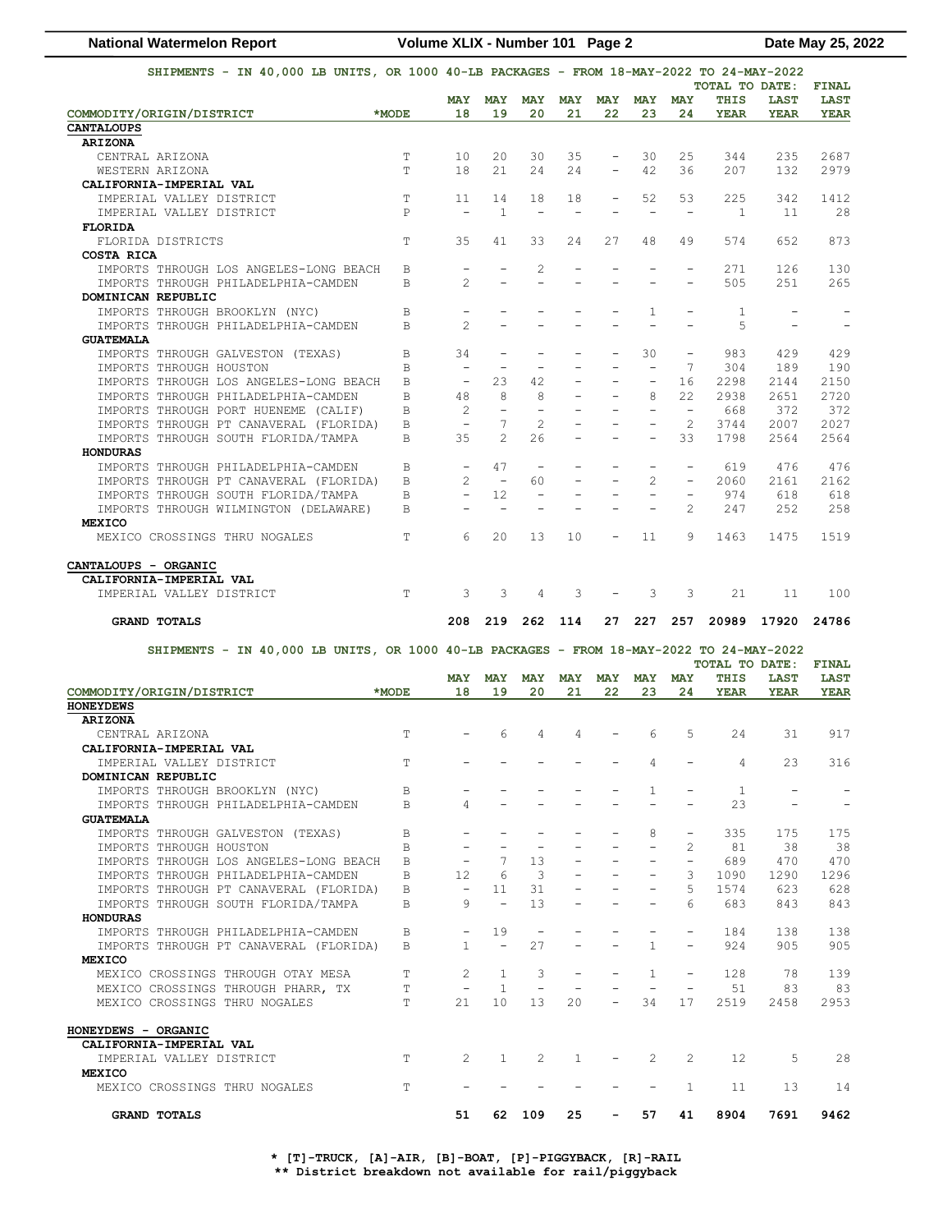SHIPMENTS - IN 40,000 LB UNITS, OR 1000 40-LB PACKAGES - FROM 18-MAY-2022 TO 24-MAY-2022

| COMMODITY/ORIGIN/DISTRICT | *MODE | MAY 18 | MAY 19 | MAY 20 | MAY 21 | MAY 22 | MAY 23 | MAY 24 | TOTAL TO DATE: THIS YEAR | TOTAL TO DATE: LAST YEAR | FINAL LAST YEAR |
|---|---|---|---|---|---|---|---|---|---|---|---|
| **CANTALOUPS** | | | | | | | | | | | |
| **ARIZONA** | | | | | | | | | | | |
| CENTRAL ARIZONA | T | 10 | 20 | 30 | 35 | - | 30 | 25 | 344 | 235 | 2687 |
| WESTERN ARIZONA | T | 18 | 21 | 24 | 24 | - | 42 | 36 | 207 | 132 | 2979 |
| **CALIFORNIA-IMPERIAL VAL** | | | | | | | | | | | |
| IMPERIAL VALLEY DISTRICT | T | 11 | 14 | 18 | 18 | - | 52 | 53 | 225 | 342 | 1412 |
| IMPERIAL VALLEY DISTRICT | P | - | 1 | - | - | - | - | - | 1 | 11 | 28 |
| **FLORIDA** | | | | | | | | | | | |
| FLORIDA DISTRICTS | T | 35 | 41 | 33 | 24 | 27 | 48 | 49 | 574 | 652 | 873 |
| **COSTA RICA** | | | | | | | | | | | |
| IMPORTS THROUGH LOS ANGELES-LONG BEACH | B | - | - | 2 | - | - | - | - | 271 | 126 | 130 |
| IMPORTS THROUGH PHILADELPHIA-CAMDEN | B | 2 | - | - | - | - | - | - | 505 | 251 | 265 |
| **DOMINICAN REPUBLIC** | | | | | | | | | | | |
| IMPORTS THROUGH BROOKLYN (NYC) | B | - | - | - | - | - | 1 | - | 1 | - | - |
| IMPORTS THROUGH PHILADELPHIA-CAMDEN | B | 2 | - | - | - | - | - | - | 5 | - | - |
| **GUATEMALA** | | | | | | | | | | | |
| IMPORTS THROUGH GALVESTON (TEXAS) | B | 34 | - | - | - | - | 30 | - | 983 | 429 | 429 |
| IMPORTS THROUGH HOUSTON | B | - | - | - | - | - | - | 7 | 304 | 189 | 190 |
| IMPORTS THROUGH LOS ANGELES-LONG BEACH | B | - | 23 | 42 | - | - | - | 16 | 2298 | 2144 | 2150 |
| IMPORTS THROUGH PHILADELPHIA-CAMDEN | B | 48 | 8 | 8 | - | - | 8 | 22 | 2938 | 2651 | 2720 |
| IMPORTS THROUGH PORT HUENEME (CALIF) | B | 2 | - | - | - | - | - | - | 668 | 372 | 372 |
| IMPORTS THROUGH PT CANAVERAL (FLORIDA) | B | - | 7 | 2 | - | - | - | 2 | 3744 | 2007 | 2027 |
| IMPORTS THROUGH SOUTH FLORIDA/TAMPA | B | 35 | 2 | 26 | - | - | - | 33 | 1798 | 2564 | 2564 |
| **HONDURAS** | | | | | | | | | | | |
| IMPORTS THROUGH PHILADELPHIA-CAMDEN | B | - | 47 | - | - | - | - | - | 619 | 476 | 476 |
| IMPORTS THROUGH PT CANAVERAL (FLORIDA) | B | 2 | - | 60 | - | - | 2 | - | 2060 | 2161 | 2162 |
| IMPORTS THROUGH SOUTH FLORIDA/TAMPA | B | - | 12 | - | - | - | - | - | 974 | 618 | 618 |
| IMPORTS THROUGH WILMINGTON (DELAWARE) | B | - | - | - | - | - | - | 2 | 247 | 252 | 258 |
| **MEXICO** | | | | | | | | | | | |
| MEXICO CROSSINGS THRU NOGALES | T | 6 | 20 | 13 | 10 | - | 11 | 9 | 1463 | 1475 | 1519 |
| **CANTALOUPS - ORGANIC** | | | | | | | | | | | |
| **CALIFORNIA-IMPERIAL VAL** | | | | | | | | | | | |
| IMPERIAL VALLEY DISTRICT | T | 3 | 3 | 4 | 3 | - | 3 | 3 | 21 | 11 | 100 |
| **GRAND TOTALS** | | **208** | **219** | **262** | **114** | **27** | **227** | **257** | **20989** | **17920** | **24786** |

SHIPMENTS - IN 40,000 LB UNITS, OR 1000 40-LB PACKAGES - FROM 18-MAY-2022 TO 24-MAY-2022

| COMMODITY/ORIGIN/DISTRICT | *MODE | MAY 18 | MAY 19 | MAY 20 | MAY 21 | MAY 22 | MAY 23 | MAY 24 | TOTAL TO DATE: THIS YEAR | TOTAL TO DATE: LAST YEAR | FINAL LAST YEAR |
|---|---|---|---|---|---|---|---|---|---|---|---|
| **HONEYDEWS** | | | | | | | | | | | |
| **ARIZONA** | | | | | | | | | | | |
| CENTRAL ARIZONA | T | - | 6 | 4 | 4 | - | 6 | 5 | 24 | 31 | 917 |
| **CALIFORNIA-IMPERIAL VAL** | | | | | | | | | | | |
| IMPERIAL VALLEY DISTRICT | T | - | - | - | - | - | 4 | - | 4 | 23 | 316 |
| **DOMINICAN REPUBLIC** | | | | | | | | | | | |
| IMPORTS THROUGH BROOKLYN (NYC) | B | - | - | - | - | - | 1 | - | 1 | - | - |
| IMPORTS THROUGH PHILADELPHIA-CAMDEN | B | 4 | - | - | - | - | - | - | 23 | - | - |
| **GUATEMALA** | | | | | | | | | | | |
| IMPORTS THROUGH GALVESTON (TEXAS) | B | - | - | - | - | - | 8 | - | 335 | 175 | 175 |
| IMPORTS THROUGH HOUSTON | B | - | - | - | - | - | - | 2 | 81 | 38 | 38 |
| IMPORTS THROUGH LOS ANGELES-LONG BEACH | B | - | 7 | 13 | - | - | - | - | 689 | 470 | 470 |
| IMPORTS THROUGH PHILADELPHIA-CAMDEN | B | 12 | 6 | 3 | - | - | - | 3 | 1090 | 1290 | 1296 |
| IMPORTS THROUGH PT CANAVERAL (FLORIDA) | B | - | 11 | 31 | - | - | - | 5 | 1574 | 623 | 628 |
| IMPORTS THROUGH SOUTH FLORIDA/TAMPA | B | 9 | - | 13 | - | - | - | 6 | 683 | 843 | 843 |
| **HONDURAS** | | | | | | | | | | | |
| IMPORTS THROUGH PHILADELPHIA-CAMDEN | B | - | 19 | - | - | - | - | - | 184 | 138 | 138 |
| IMPORTS THROUGH PT CANAVERAL (FLORIDA) | B | 1 | - | 27 | - | - | 1 | - | 924 | 905 | 905 |
| **MEXICO** | | | | | | | | | | | |
| MEXICO CROSSINGS THROUGH OTAY MESA | T | 2 | 1 | 3 | - | - | 1 | - | 128 | 78 | 139 |
| MEXICO CROSSINGS THROUGH PHARR, TX | T | - | 1 | - | - | - | - | - | 51 | 83 | 83 |
| MEXICO CROSSINGS THRU NOGALES | T | 21 | 10 | 13 | 20 | - | 34 | 17 | 2519 | 2458 | 2953 |
| **HONEYDEWS - ORGANIC** | | | | | | | | | | | |
| **CALIFORNIA-IMPERIAL VAL** | | | | | | | | | | | |
| IMPERIAL VALLEY DISTRICT | T | 2 | 1 | 2 | 1 | - | 2 | 2 | 12 | 5 | 28 |
| **MEXICO** | | | | | | | | | | | |
| MEXICO CROSSINGS THRU NOGALES | T | - | - | - | - | - | - | 1 | 11 | 13 | 14 |
| **GRAND TOTALS** | | **51** | **62** | **109** | **25** | **-** | **57** | **41** | **8904** | **7691** | **9462** |

**\* [T]-TRUCK, [A]-AIR, [B]-BOAT, [P]-PIGGYBACK, [R]-RAIL**
**\*\* District breakdown not available for rail/piggyback**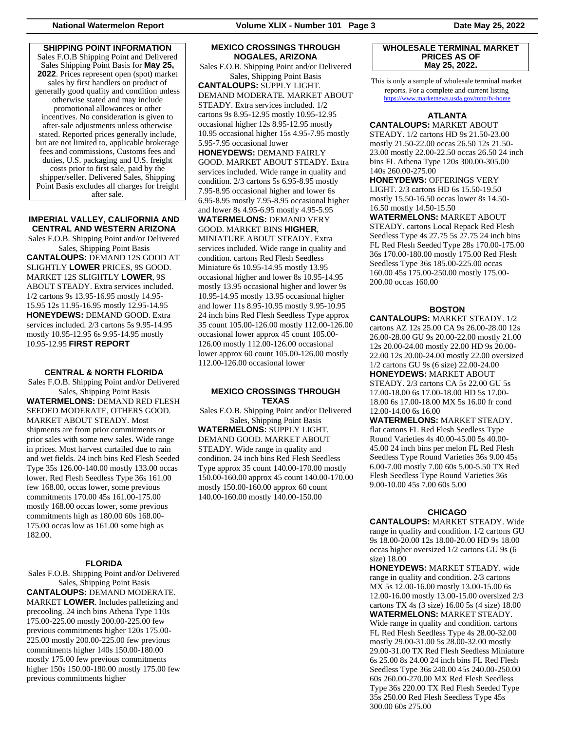### SHIPPING POINT INFORMATION

Sales F.O.B Shipping Point and Delivered Sales Shipping Point Basis for **May 25, 2022**. Prices represent open (spot) market sales by first handlers on product of generally good quality and condition unless otherwise stated and may include promotional allowances or other incentives. No consideration is given to after-sale adjustments unless otherwise stated. Reported prices generally include, but are not limited to, applicable brokerage fees and commissions, Customs fees and duties, U.S. packaging and U.S. freight costs prior to first sale, paid by the shipper/seller. Delivered Sales, Shipping Point Basis excludes all charges for freight after sale.

### IMPERIAL VALLEY, CALIFORNIA AND CENTRAL AND WESTERN ARIZONA

Sales F.O.B. Shipping Point and/or Delivered Sales, Shipping Point Basis

**CANTALOUPS:** DEMAND 12S GOOD AT SLIGHTLY **LOWER** PRICES, 9S GOOD. MARKET 12S SLIGHTLY **LOWER**, 9S ABOUT STEADY. Extra services included. 1/2 cartons 9s 13.95-16.95 mostly 14.95-15.95 12s 11.95-16.95 mostly 12.95-14.95

**HONEYDEWS:** DEMAND GOOD. Extra services included. 2/3 cartons 5s 9.95-14.95 mostly 10.95-12.95 6s 9.95-14.95 mostly 10.95-12.95 **FIRST REPORT**

### CENTRAL & NORTH FLORIDA

Sales F.O.B. Shipping Point and/or Delivered Sales, Shipping Point Basis

**WATERMELONS:** DEMAND RED FLESH SEEDED MODERATE, OTHERS GOOD. MARKET ABOUT STEADY. Most shipments are from prior commitments or prior sales with some new sales. Wide range in prices. Most harvest curtailed due to rain and wet fields. 24 inch bins Red Flesh Seeded Type 35s 126.00-140.00 mostly 133.00 occas lower. Red Flesh Seedless Type 36s 161.00 few 168.00, occas lower, some previous commitments 170.00 45s 161.00-175.00 mostly 168.00 occas lower, some previous commitments high as 180.00 60s 168.00-175.00 occas low as 161.00 some high as 182.00.

### FLORIDA

Sales F.O.B. Shipping Point and/or Delivered Sales, Shipping Point Basis

**CANTALOUPS:** DEMAND MODERATE. MARKET **LOWER**. Includes palletizing and precooling. 24 inch bins Athena Type 110s 175.00-225.00 mostly 200.00-225.00 few previous commitments higher 120s 175.00-225.00 mostly 200.00-225.00 few previous commitments higher 140s 150.00-180.00 mostly 175.00 few previous commitments higher 150s 150.00-180.00 mostly 175.00 few previous commitments higher

### MEXICO CROSSINGS THROUGH NOGALES, ARIZONA

Sales F.O.B. Shipping Point and/or Delivered Sales, Shipping Point Basis

**CANTALOUPS:** SUPPLY LIGHT. DEMAND MODERATE. MARKET ABOUT STEADY. Extra services included. 1/2 cartons 9s 8.95-12.95 mostly 10.95-12.95 occasional higher 12s 8.95-12.95 mostly 10.95 occasional higher 15s 4.95-7.95 mostly 5.95-7.95 occasional lower

**HONEYDEWS:** DEMAND FAIRLY GOOD. MARKET ABOUT STEADY. Extra services included. Wide range in quality and condition. 2/3 cartons 5s 6.95-8.95 mostly 7.95-8.95 occasional higher and lower 6s 6.95-8.95 mostly 7.95-8.95 occasional higher and lower 8s 4.95-6.95 mostly 4.95-5.95

**WATERMELONS:** DEMAND VERY GOOD. MARKET BINS **HIGHER**, MINIATURE ABOUT STEADY. Extra services included. Wide range in quality and condition. cartons Red Flesh Seedless Miniature 6s 10.95-14.95 mostly 13.95 occasional higher and lower 8s 10.95-14.95 mostly 13.95 occasional higher and lower 9s 10.95-14.95 mostly 13.95 occasional higher and lower 11s 8.95-10.95 mostly 9.95-10.95 24 inch bins Red Flesh Seedless Type approx 35 count 105.00-126.00 mostly 112.00-126.00 occasional lower approx 45 count 105.00-126.00 mostly 112.00-126.00 occasional lower approx 60 count 105.00-126.00 mostly 112.00-126.00 occasional lower

### MEXICO CROSSINGS THROUGH TEXAS

Sales F.O.B. Shipping Point and/or Delivered Sales, Shipping Point Basis

**WATERMELONS:** SUPPLY LIGHT. DEMAND GOOD. MARKET ABOUT STEADY. Wide range in quality and condition. 24 inch bins Red Flesh Seedless Type approx 35 count 140.00-170.00 mostly 150.00-160.00 approx 45 count 140.00-170.00 mostly 150.00-160.00 approx 60 count 140.00-160.00 mostly 140.00-150.00

### WHOLESALE TERMINAL MARKET PRICES AS OF May 25, 2022.

This is only a sample of wholesale terminal market reports. For a complete and current listing https://www.marketnews.usda.gov/mnp/fv-home

### ATLANTA

**CANTALOUPS:** MARKET ABOUT STEADY. 1/2 cartons HD 9s 21.50-23.00 mostly 21.50-22.00 occas 26.50 12s 21.50-23.00 mostly 22.00-22.50 occas 26.50 24 inch bins FL Athena Type 120s 300.00-305.00 140s 260.00-275.00

**HONEYDEWS:** OFFERINGS VERY LIGHT. 2/3 cartons HD 6s 15.50-19.50 mostly 15.50-16.50 occas lower 8s 14.50-16.50 mostly 14.50-15.50

**WATERMELONS:** MARKET ABOUT STEADY. cartons Local Repack Red Flesh Seedless Type 4s 27.75 5s 27.75 24 inch bins FL Red Flesh Seeded Type 28s 170.00-175.00 36s 170.00-180.00 mostly 175.00 Red Flesh Seedless Type 36s 185.00-225.00 occas 160.00 45s 175.00-250.00 mostly 175.00-200.00 occas 160.00

### BOSTON

**CANTALOUPS:** MARKET STEADY. 1/2 cartons AZ 12s 25.00 CA 9s 26.00-28.00 12s 26.00-28.00 GU 9s 20.00-22.00 mostly 21.00 12s 20.00-24.00 mostly 22.00 HD 9s 20.00-22.00 12s 20.00-24.00 mostly 22.00 oversized 1/2 cartons GU 9s (6 size) 22.00-24.00

**HONEYDEWS:** MARKET ABOUT STEADY. 2/3 cartons CA 5s 22.00 GU 5s 17.00-18.00 6s 17.00-18.00 HD 5s 17.00-18.00 6s 17.00-18.00 MX 5s 16.00 fr cond 12.00-14.00 6s 16.00

**WATERMELONS:** MARKET STEADY. flat cartons FL Red Flesh Seedless Type Round Varieties 4s 40.00-45.00 5s 40.00-45.00 24 inch bins per melon FL Red Flesh Seedless Type Round Varieties 36s 9.00 45s 6.00-7.00 mostly 7.00 60s 5.00-5.50 TX Red Flesh Seedless Type Round Varieties 36s 9.00-10.00 45s 7.00 60s 5.00

### CHICAGO

**CANTALOUPS:** MARKET STEADY. Wide range in quality and condition. 1/2 cartons GU 9s 18.00-20.00 12s 18.00-20.00 HD 9s 18.00 occas higher oversized 1/2 cartons GU 9s (6 size) 18.00

**HONEYDEWS:** MARKET STEADY. wide range in quality and condition. 2/3 cartons MX 5s 12.00-16.00 mostly 13.00-15.00 6s 12.00-16.00 mostly 13.00-15.00 oversized 2/3 cartons TX 4s (3 size) 16.00 5s (4 size) 18.00

**WATERMELONS:** MARKET STEADY. Wide range in quality and condition. cartons FL Red Flesh Seedless Type 4s 28.00-32.00 mostly 29.00-31.00 5s 28.00-32.00 mostly 29.00-31.00 TX Red Flesh Seedless Miniature 6s 25.00 8s 24.00 24 inch bins FL Red Flesh Seedless Type 36s 240.00 45s 240.00-250.00 60s 260.00-270.00 MX Red Flesh Seedless Type 36s 220.00 TX Red Flesh Seeded Type 35s 250.00 Red Flesh Seedless Type 45s 300.00 60s 275.00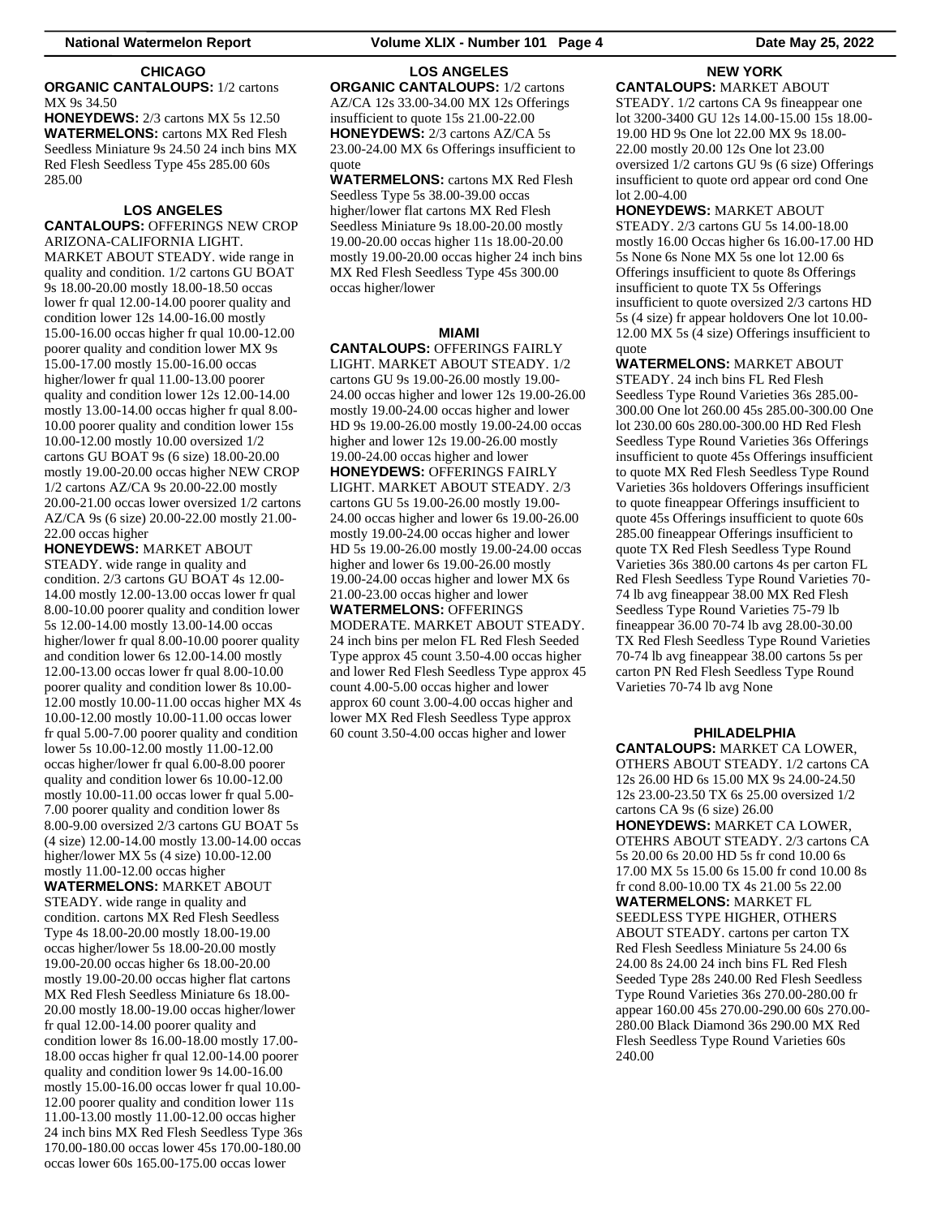## CHICAGO

**ORGANIC CANTALOUPS:** 1/2 cartons MX 9s 34.50

**HONEYDEWS:** 2/3 cartons MX 5s 12.50

**WATERMELONS:** cartons MX Red Flesh Seedless Miniature 9s 24.50 24 inch bins MX Red Flesh Seedless Type 45s 285.00 60s 285.00

## LOS ANGELES

**CANTALOUPS:** OFFERINGS NEW CROP ARIZONA-CALIFORNIA LIGHT. MARKET ABOUT STEADY. wide range in quality and condition. 1/2 cartons GU BOAT 9s 18.00-20.00 mostly 18.00-18.50 occas lower fr qual 12.00-14.00 poorer quality and condition lower 12s 14.00-16.00 mostly 15.00-16.00 occas higher fr qual 10.00-12.00 poorer quality and condition lower MX 9s 15.00-17.00 mostly 15.00-16.00 occas higher/lower fr qual 11.00-13.00 poorer quality and condition lower 12s 12.00-14.00 mostly 13.00-14.00 occas higher fr qual 8.00-10.00 poorer quality and condition lower 15s 10.00-12.00 mostly 10.00 oversized 1/2 cartons GU BOAT 9s (6 size) 18.00-20.00 mostly 19.00-20.00 occas higher NEW CROP 1/2 cartons AZ/CA 9s 20.00-22.00 mostly 20.00-21.00 occas lower oversized 1/2 cartons AZ/CA 9s (6 size) 20.00-22.00 mostly 21.00-22.00 occas higher

**HONEYDEWS:** MARKET ABOUT STEADY. wide range in quality and condition. 2/3 cartons GU BOAT 4s 12.00-14.00 mostly 12.00-13.00 occas lower fr qual 8.00-10.00 poorer quality and condition lower 5s 12.00-14.00 mostly 13.00-14.00 occas higher/lower fr qual 8.00-10.00 poorer quality and condition lower 6s 12.00-14.00 mostly 12.00-13.00 occas lower fr qual 8.00-10.00 poorer quality and condition lower 8s 10.00-12.00 mostly 10.00-11.00 occas higher MX 4s 10.00-12.00 mostly 10.00-11.00 occas lower fr qual 5.00-7.00 poorer quality and condition lower 5s 10.00-12.00 mostly 11.00-12.00 occas higher/lower fr qual 6.00-8.00 poorer quality and condition lower 6s 10.00-12.00 mostly 10.00-11.00 occas lower fr qual 5.00-7.00 poorer quality and condition lower 8s 8.00-9.00 oversized 2/3 cartons GU BOAT 5s (4 size) 12.00-14.00 mostly 13.00-14.00 occas higher/lower MX 5s (4 size) 10.00-12.00 mostly 11.00-12.00 occas higher

**WATERMELONS:** MARKET ABOUT STEADY. wide range in quality and condition. cartons MX Red Flesh Seedless Type 4s 18.00-20.00 mostly 18.00-19.00 occas higher/lower 5s 18.00-20.00 mostly 19.00-20.00 occas higher 6s 18.00-20.00 mostly 19.00-20.00 occas higher flat cartons MX Red Flesh Seedless Miniature 6s 18.00-20.00 mostly 18.00-19.00 occas higher/lower fr qual 12.00-14.00 poorer quality and condition lower 8s 16.00-18.00 mostly 17.00-18.00 occas higher fr qual 12.00-14.00 poorer quality and condition lower 9s 14.00-16.00 mostly 15.00-16.00 occas lower fr qual 10.00-12.00 poorer quality and condition lower 11s 11.00-13.00 mostly 11.00-12.00 occas higher 24 inch bins MX Red Flesh Seedless Type 36s 170.00-180.00 occas lower 45s 170.00-180.00 occas lower 60s 165.00-175.00 occas lower

## LOS ANGELES

**ORGANIC CANTALOUPS:** 1/2 cartons AZ/CA 12s 33.00-34.00 MX 12s Offerings insufficient to quote 15s 21.00-22.00

**HONEYDEWS:** 2/3 cartons AZ/CA 5s 23.00-24.00 MX 6s Offerings insufficient to quote

**WATERMELONS:** cartons MX Red Flesh Seedless Type 5s 38.00-39.00 occas higher/lower flat cartons MX Red Flesh Seedless Miniature 9s 18.00-20.00 mostly 19.00-20.00 occas higher 11s 18.00-20.00 mostly 19.00-20.00 occas higher 24 inch bins MX Red Flesh Seedless Type 45s 300.00 occas higher/lower

## MIAMI

**CANTALOUPS:** OFFERINGS FAIRLY LIGHT. MARKET ABOUT STEADY. 1/2 cartons GU 9s 19.00-26.00 mostly 19.00-24.00 occas higher and lower 12s 19.00-26.00 mostly 19.00-24.00 occas higher and lower HD 9s 19.00-26.00 mostly 19.00-24.00 occas higher and lower 12s 19.00-26.00 mostly 19.00-24.00 occas higher and lower

**HONEYDEWS:** OFFERINGS FAIRLY LIGHT. MARKET ABOUT STEADY. 2/3 cartons GU 5s 19.00-26.00 mostly 19.00-24.00 occas higher and lower 6s 19.00-26.00 mostly 19.00-24.00 occas higher and lower HD 5s 19.00-26.00 mostly 19.00-24.00 occas higher and lower 6s 19.00-26.00 mostly 19.00-24.00 occas higher and lower MX 6s 21.00-23.00 occas higher and lower

**WATERMELONS:** OFFERINGS MODERATE. MARKET ABOUT STEADY. 24 inch bins per melon FL Red Flesh Seeded Type approx 45 count 3.50-4.00 occas higher and lower Red Flesh Seedless Type approx 45 count 4.00-5.00 occas higher and lower approx 60 count 3.00-4.00 occas higher and lower MX Red Flesh Seedless Type approx 60 count 3.50-4.00 occas higher and lower

## NEW YORK

**CANTALOUPS:** MARKET ABOUT STEADY. 1/2 cartons CA 9s fineappear one lot 3200-3400 GU 12s 14.00-15.00 15s 18.00-19.00 HD 9s One lot 22.00 MX 9s 18.00-22.00 mostly 20.00 12s One lot 23.00 oversized 1/2 cartons GU 9s (6 size) Offerings insufficient to quote ord appear ord cond One lot 2.00-4.00

**HONEYDEWS:** MARKET ABOUT STEADY. 2/3 cartons GU 5s 14.00-18.00 mostly 16.00 Occas higher 6s 16.00-17.00 HD 5s None 6s None MX 5s one lot 12.00 6s Offerings insufficient to quote 8s Offerings insufficient to quote TX 5s Offerings insufficient to quote oversized 2/3 cartons HD 5s (4 size) fr appear holdovers One lot 10.00-12.00 MX 5s (4 size) Offerings insufficient to quote

**WATERMELONS:** MARKET ABOUT STEADY. 24 inch bins FL Red Flesh Seedless Type Round Varieties 36s 285.00-300.00 One lot 260.00 45s 285.00-300.00 One lot 230.00 60s 280.00-300.00 HD Red Flesh Seedless Type Round Varieties 36s Offerings insufficient to quote 45s Offerings insufficient to quote MX Red Flesh Seedless Type Round Varieties 36s holdovers Offerings insufficient to quote fineappear Offerings insufficient to quote 45s Offerings insufficient to quote 60s 285.00 fineappear Offerings insufficient to quote TX Red Flesh Seedless Type Round Varieties 36s 380.00 cartons 4s per carton FL Red Flesh Seedless Type Round Varieties 70-74 lb avg fineappear 38.00 MX Red Flesh Seedless Type Round Varieties 75-79 lb fineappear 36.00 70-74 lb avg 28.00-30.00 TX Red Flesh Seedless Type Round Varieties 70-74 lb avg fineappear 38.00 cartons 5s per carton PN Red Flesh Seedless Type Round Varieties 70-74 lb avg None

## PHILADELPHIA

**CANTALOUPS:** MARKET CA LOWER, OTHERS ABOUT STEADY. 1/2 cartons CA 12s 26.00 HD 6s 15.00 MX 9s 24.00-24.50 12s 23.00-23.50 TX 6s 25.00 oversized 1/2 cartons CA 9s (6 size) 26.00

**HONEYDEWS:** MARKET CA LOWER, OTEHRS ABOUT STEADY. 2/3 cartons CA 5s 20.00 6s 20.00 HD 5s fr cond 10.00 6s 17.00 MX 5s 15.00 6s 15.00 fr cond 10.00 8s fr cond 8.00-10.00 TX 4s 21.00 5s 22.00

**WATERMELONS:** MARKET FL SEEDLESS TYPE HIGHER, OTHERS ABOUT STEADY. cartons per carton TX Red Flesh Seedless Miniature 5s 24.00 6s 24.00 8s 24.00 24 inch bins FL Red Flesh Seeded Type 28s 240.00 Red Flesh Seedless Type Round Varieties 36s 270.00-280.00 fr appear 160.00 45s 270.00-290.00 60s 270.00-280.00 Black Diamond 36s 290.00 MX Red Flesh Seedless Type Round Varieties 60s 240.00